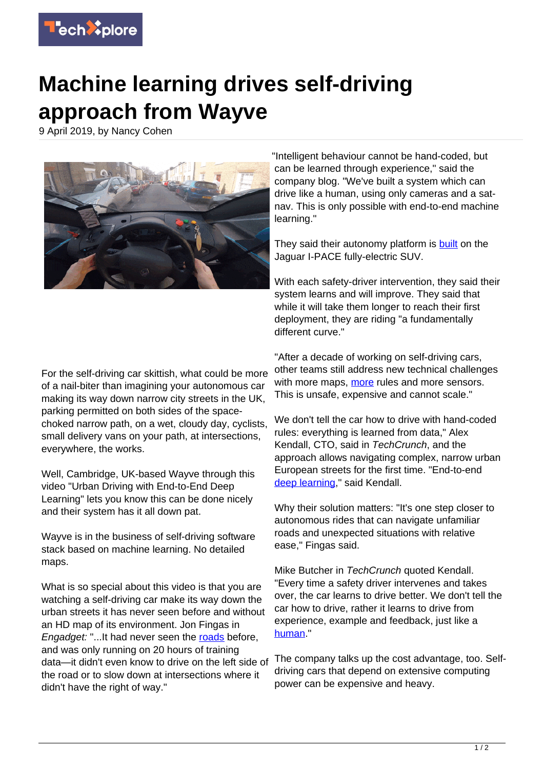# Machine learning drives self-driving approach from Wayve

9 April 2019, by Nancy Cohen

For the self-driving car skittish, what could be more of a nail-biter than imagining your autonomous car making its way down narrow city streets in the UK, parking permitted on both sides of the space-choked narrow path, on a wet, cloudy day, cyclists, small delivery vans on your path, at intersections, everywhere, the works.

Well, Cambridge, UK-based Wayve through this video "Urban Driving with End-to-End Deep Learning" lets you know this can be done nicely and their system has it all down pat.

Wayve is in the business of self-driving software stack based on machine learning. No detailed maps.

What is so special about this video is that you are watching a self-driving car make its way down the urban streets it has never seen before and without an HD map of its environment. Jon Fingas in *Engadget:* "...It had never seen the roads before, and was only running on 20 hours of training data—it didn't even know to drive on the left side of the road or to slow down at intersections where it didn't have the right of way."

"Intelligent behaviour cannot be hand-coded, but can be learned through experience," said the company blog. "We've built a system which can drive like a human, using only cameras and a sat-nav. This is only possible with end-to-end machine learning."

They said their autonomy platform is built on the Jaguar I-PACE fully-electric SUV.

With each safety-driver intervention, they said their system learns and will improve. They said that while it will take them longer to reach their first deployment, they are riding "a fundamentally different curve."

"After a decade of working on self-driving cars, other teams still address new technical challenges with more maps, more rules and more sensors. This is unsafe, expensive and cannot scale."

We don't tell the car how to drive with hand-coded rules: everything is learned from data," Alex Kendall, CTO, said in *TechCrunch*, and the approach allows navigating complex, narrow urban European streets for the first time. "End-to-end deep learning," said Kendall.

Why their solution matters: "It's one step closer to autonomous rides that can navigate unfamiliar roads and unexpected situations with relative ease," Fingas said.

Mike Butcher in *TechCrunch* quoted Kendall. "Every time a safety driver intervenes and takes over, the car learns to drive better. We don't tell the car how to drive, rather it learns to drive from experience, example and feedback, just like a human."

The company talks up the cost advantage, too. Self-driving cars that depend on extensive computing power can be expensive and heavy.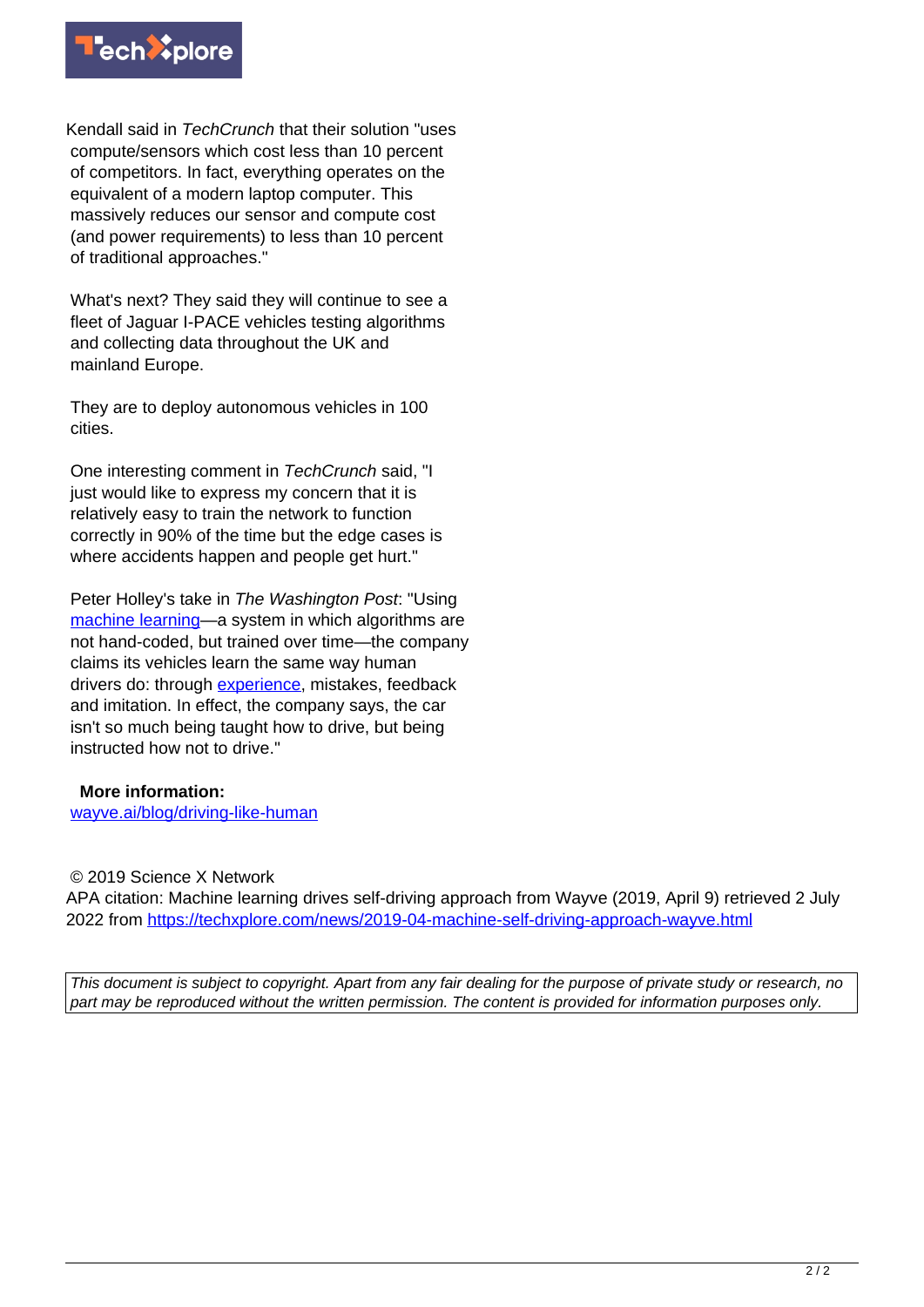Kendall said in *TechCrunch* that their solution "uses compute/sensors which cost less than 10 percent of competitors. In fact, everything operates on the equivalent of a modern laptop computer. This massively reduces our sensor and compute cost (and power requirements) to less than 10 percent of traditional approaches."

What's next? They said they will continue to see a fleet of Jaguar I-PACE vehicles testing algorithms and collecting data throughout the UK and mainland Europe.

They are to deploy autonomous vehicles in 100 cities.

One interesting comment in *TechCrunch* said, "I just would like to express my concern that it is relatively easy to train the network to function correctly in 90% of the time but the edge cases is where accidents happen and people get hurt."

Peter Holley's take in *The Washington Post*: "Using machine learning—a system in which algorithms are not hand-coded, but trained over time—the company claims its vehicles learn the same way human drivers do: through experience, mistakes, feedback and imitation. In effect, the company says, the car isn't so much being taught how to drive, but being instructed how not to drive."

**More information:**
wayve.ai/blog/driving-like-human

© 2019 Science X Network
APA citation: Machine learning drives self-driving approach from Wayve (2019, April 9) retrieved 2 July 2022 from https://techxplore.com/news/2019-04-machine-self-driving-approach-wayve.html

*This document is subject to copyright. Apart from any fair dealing for the purpose of private study or research, no part may be reproduced without the written permission. The content is provided for information purposes only.*